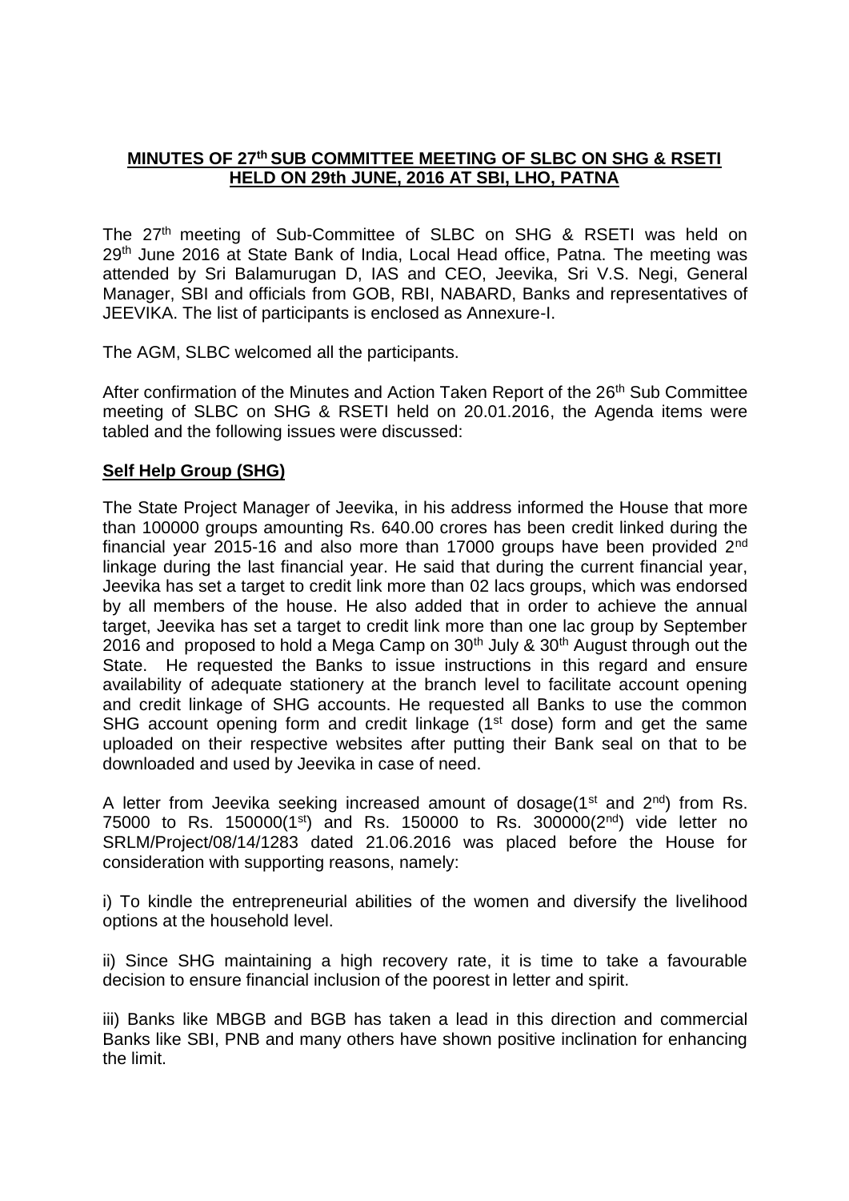**MINUTES OF 27th SUB COMMITTEE MEETING OF SLBC ON SHG & RSETI HELD ON 29th JUNE, 2016 AT SBI, LHO, PATNA**

The 27th meeting of Sub-Committee of SLBC on SHG & RSETI was held on 29th June 2016 at State Bank of India, Local Head office, Patna. The meeting was attended by Sri Balamurugan D, IAS and CEO, Jeevika, Sri V.S. Negi, General Manager, SBI and officials from GOB, RBI, NABARD, Banks and representatives of JEEVIKA. The list of participants is enclosed as Annexure-I.

The AGM, SLBC welcomed all the participants.

After confirmation of the Minutes and Action Taken Report of the 26th Sub Committee meeting of SLBC on SHG & RSETI held on 20.01.2016, the Agenda items were tabled and the following issues were discussed:

**Self Help Group (SHG)**

The State Project Manager of Jeevika, in his address informed the House that more than 100000 groups amounting Rs. 640.00 crores has been credit linked during the financial year 2015-16 and also more than 17000 groups have been provided 2nd linkage during the last financial year. He said that during the current financial year, Jeevika has set a target to credit link more than 02 lacs groups, which was endorsed by all members of the house. He also added that in order to achieve the annual target, Jeevika has set a target to credit link more than one lac group by September 2016 and proposed to hold a Mega Camp on 30th July & 30th August through out the State. He requested the Banks to issue instructions in this regard and ensure availability of adequate stationery at the branch level to facilitate account opening and credit linkage of SHG accounts. He requested all Banks to use the common SHG account opening form and credit linkage (1st dose) form and get the same uploaded on their respective websites after putting their Bank seal on that to be downloaded and used by Jeevika in case of need.

A letter from Jeevika seeking increased amount of dosage(1st and 2nd) from Rs. 75000 to Rs. 150000(1st) and Rs. 150000 to Rs. 300000(2nd) vide letter no SRLM/Project/08/14/1283 dated 21.06.2016 was placed before the House for consideration with supporting reasons, namely:

i) To kindle the entrepreneurial abilities of the women and diversify the livelihood options at the household level.

ii) Since SHG maintaining a high recovery rate, it is time to take a favourable decision to ensure financial inclusion of the poorest in letter and spirit.

iii) Banks like MBGB and BGB has taken a lead in this direction and commercial Banks like SBI, PNB and many others have shown positive inclination for enhancing the limit.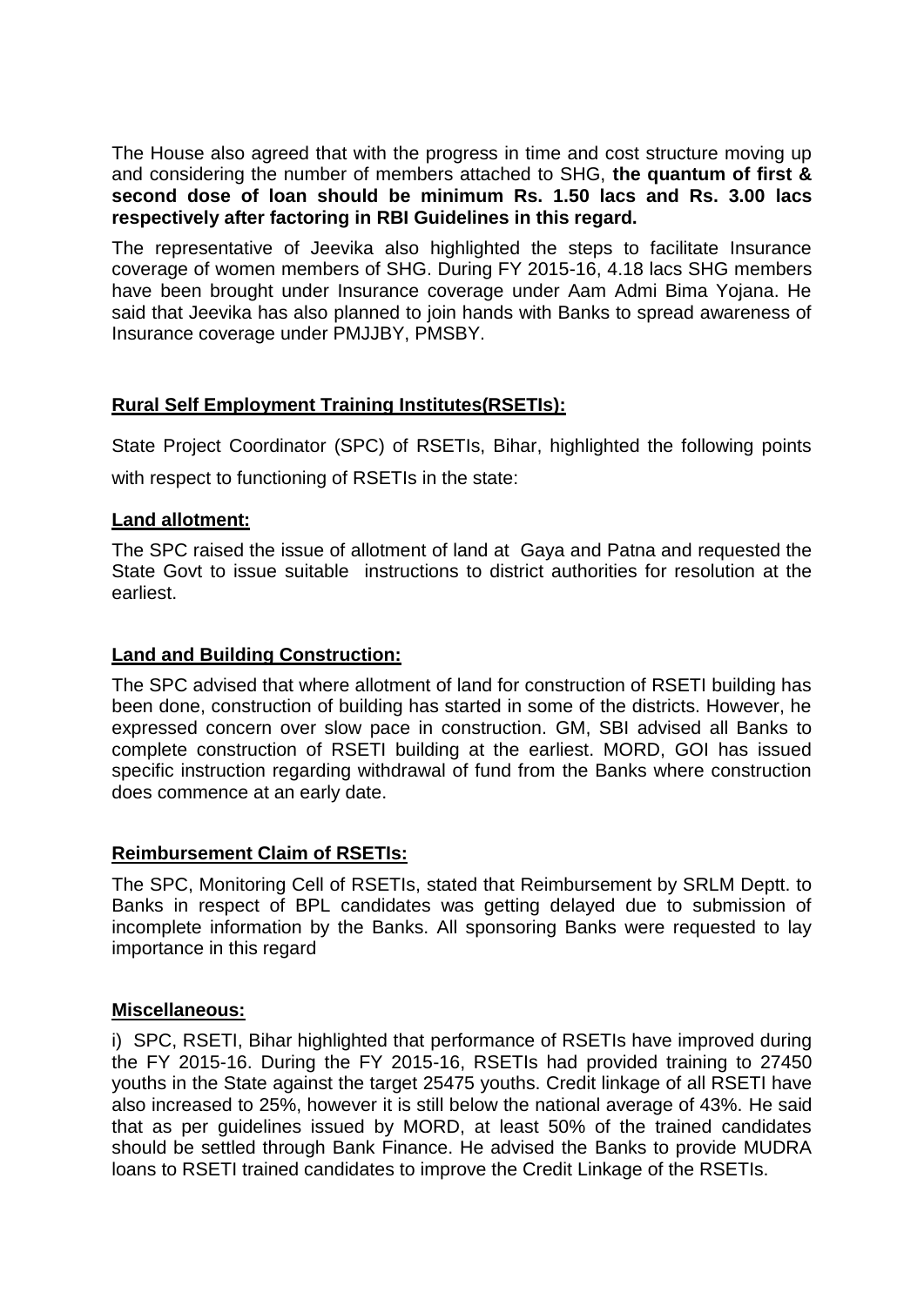The House also agreed that with the progress in time and cost structure moving up and considering the number of members attached to SHG, **the quantum of first & second dose of loan should be minimum Rs. 1.50 lacs and Rs. 3.00 lacs respectively after factoring in RBI Guidelines in this regard.**

The representative of Jeevika also highlighted the steps to facilitate Insurance coverage of women members of SHG. During FY 2015-16, 4.18 lacs SHG members have been brought under Insurance coverage under Aam Admi Bima Yojana. He said that Jeevika has also planned to join hands with Banks to spread awareness of Insurance coverage under PMJJBY, PMSBY.

## Rural Self Employment Training Institutes(RSETIs):

State Project Coordinator (SPC) of RSETIs, Bihar, highlighted the following points with respect to functioning of RSETIs in the state:

### Land allotment:

The SPC raised the issue of allotment of land at Gaya and Patna and requested the State Govt to issue suitable instructions to district authorities for resolution at the earliest.

### Land and Building Construction:

The SPC advised that where allotment of land for construction of RSETI building has been done, construction of building has started in some of the districts. However, he expressed concern over slow pace in construction. GM, SBI advised all Banks to complete construction of RSETI building at the earliest. MORD, GOI has issued specific instruction regarding withdrawal of fund from the Banks where construction does commence at an early date.

### Reimbursement Claim of RSETIs:

The SPC, Monitoring Cell of RSETIs, stated that Reimbursement by SRLM Deptt. to Banks in respect of BPL candidates was getting delayed due to submission of incomplete information by the Banks. All sponsoring Banks were requested to lay importance in this regard

### Miscellaneous:

i) SPC, RSETI, Bihar highlighted that performance of RSETIs have improved during the FY 2015-16. During the FY 2015-16, RSETIs had provided training to 27450 youths in the State against the target 25475 youths. Credit linkage of all RSETI have also increased to 25%, however it is still below the national average of 43%. He said that as per guidelines issued by MORD, at least 50% of the trained candidates should be settled through Bank Finance. He advised the Banks to provide MUDRA loans to RSETI trained candidates to improve the Credit Linkage of the RSETIs.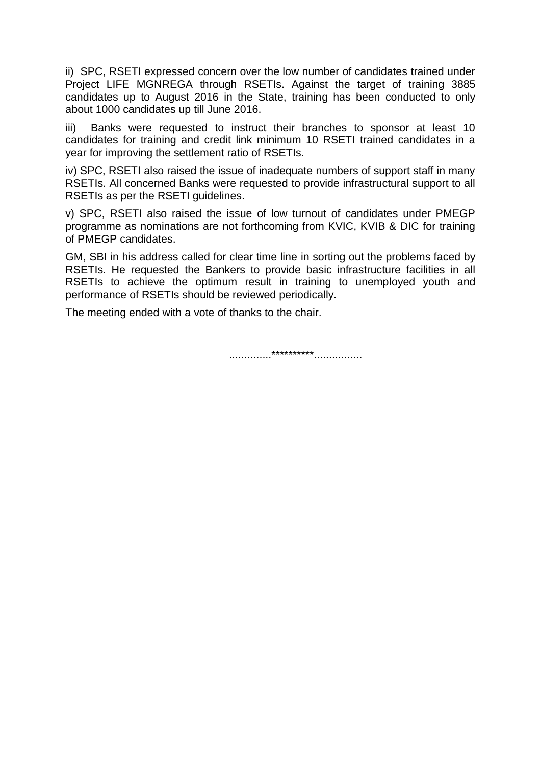ii) SPC, RSETI expressed concern over the low number of candidates trained under Project LIFE MGNREGA through RSETIs. Against the target of training 3885 candidates up to August 2016 in the State, training has been conducted to only about 1000 candidates up till June 2016.

iii) Banks were requested to instruct their branches to sponsor at least 10 candidates for training and credit link minimum 10 RSETI trained candidates in a year for improving the settlement ratio of RSETIs.

iv) SPC, RSETI also raised the issue of inadequate numbers of support staff in many RSETIs. All concerned Banks were requested to provide infrastructural support to all RSETIs as per the RSETI guidelines.

v) SPC, RSETI also raised the issue of low turnout of candidates under PMEGP programme as nominations are not forthcoming from KVIC, KVIB & DIC for training of PMEGP candidates.

GM, SBI in his address called for clear time line in sorting out the problems faced by RSETIs. He requested the Bankers to provide basic infrastructure facilities in all RSETIs to achieve the optimum result in training to unemployed youth and performance of RSETIs should be reviewed periodically.

The meeting ended with a vote of thanks to the chair.

..............**********................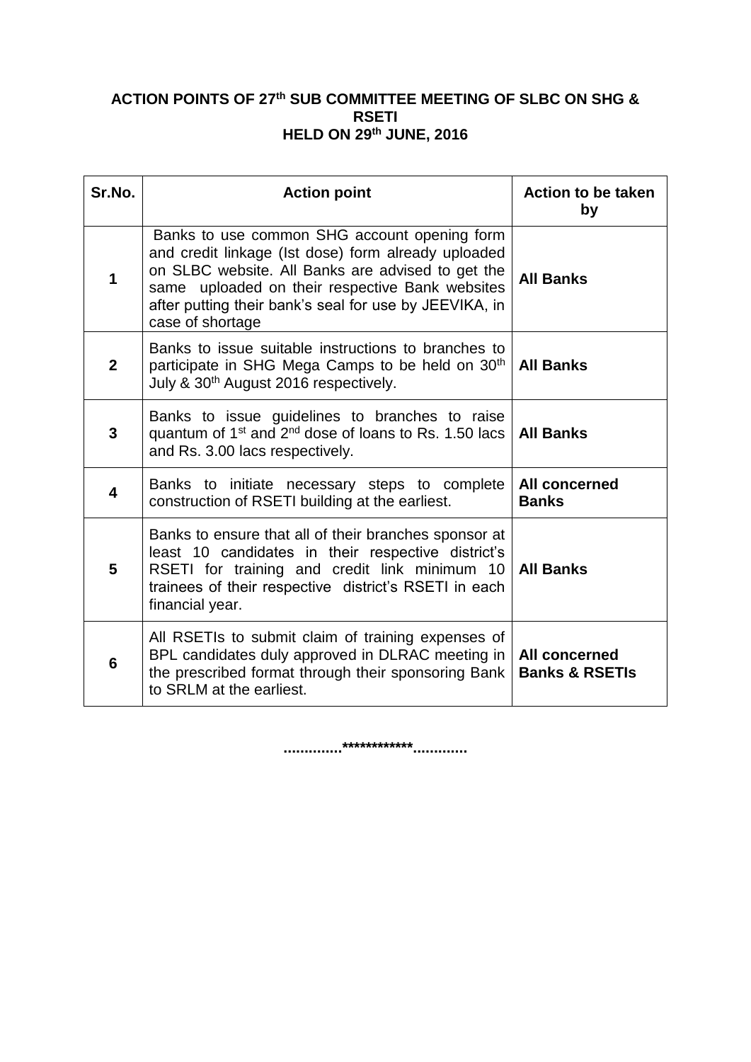**ACTION POINTS OF 27th SUB COMMITTEE MEETING OF SLBC ON SHG & RSETI**
**HELD ON 29th JUNE, 2016**

| Sr.No. | Action point | Action to be taken by |
|---|---|---|
| **1** | Banks to use common SHG account opening form and credit linkage (Ist dose) form already uploaded on SLBC website. All Banks are advised to get the same uploaded on their respective Bank websites after putting their bank's seal for use by JEEVIKA, in case of shortage | **All Banks** |
| **2** | Banks to issue suitable instructions to branches to participate in SHG Mega Camps to be held on 30th July & 30th August 2016 respectively. | **All Banks** |
| **3** | Banks to issue guidelines to branches to raise quantum of 1st and 2nd dose of loans to Rs. 1.50 lacs and Rs. 3.00 lacs respectively. | **All Banks** |
| **4** | Banks to initiate necessary steps to complete construction of RSETI building at the earliest. | **All concerned Banks** |
| **5** | Banks to ensure that all of their branches sponsor at least 10 candidates in their respective district's RSETI for training and credit link minimum 10 trainees of their respective district's RSETI in each financial year. | **All Banks** |
| **6** | All RSETIs to submit claim of training expenses of BPL candidates duly approved in DLRAC meeting in the prescribed format through their sponsoring Bank to SRLM at the earliest. | **All concerned Banks & RSETIs** |

**.............************............**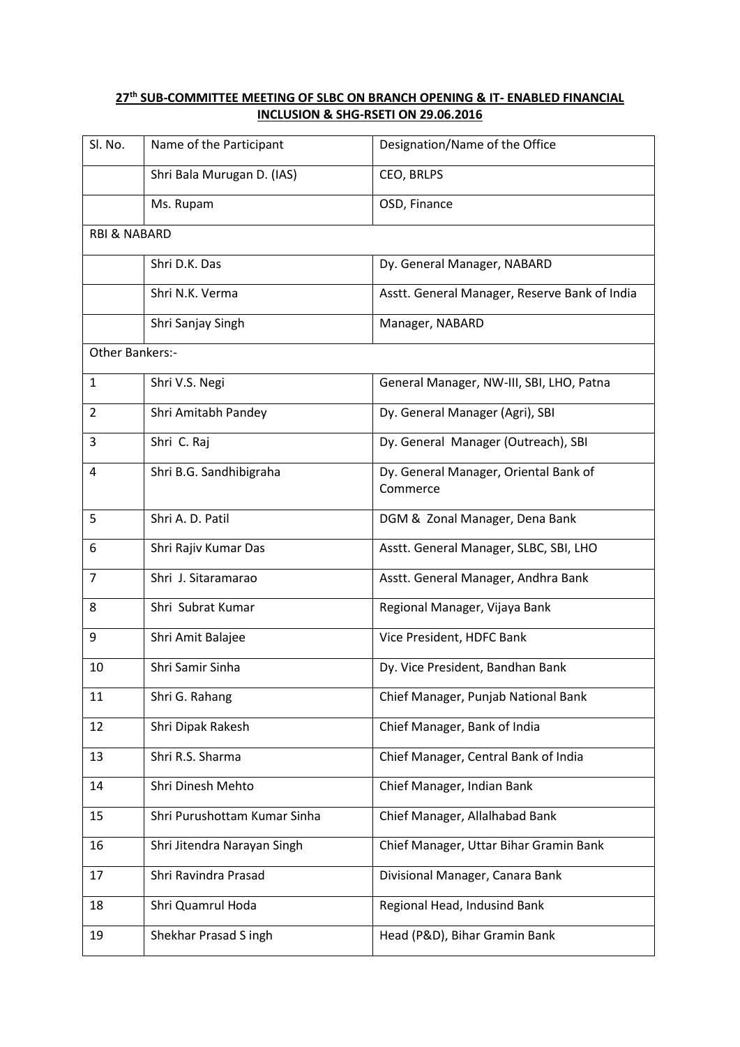**27th SUB-COMMITTEE MEETING OF SLBC ON BRANCH OPENING & IT- ENABLED FINANCIAL INCLUSION & SHG-RSETI ON 29.06.2016**

| Sl. No. | Name of the Participant | Designation/Name of the Office |
|---|---|---|
| | Shri Bala Murugan D. (IAS) | CEO, BRLPS |
| | Ms. Rupam | OSD, Finance |
| RBI & NABARD | | |
| | Shri D.K. Das | Dy. General Manager, NABARD |
| | Shri N.K. Verma | Asstt. General Manager, Reserve Bank of India |
| | Shri Sanjay Singh | Manager, NABARD |
| Other Bankers:- | | |
| 1 | Shri V.S. Negi | General Manager, NW-III, SBI, LHO, Patna |
| 2 | Shri Amitabh Pandey | Dy. General Manager (Agri), SBI |
| 3 | Shri C. Raj | Dy. General Manager (Outreach), SBI |
| 4 | Shri B.G. Sandhibigraha | Dy. General Manager, Oriental Bank of Commerce |
| 5 | Shri A. D. Patil | DGM & Zonal Manager, Dena Bank |
| 6 | Shri Rajiv Kumar Das | Asstt. General Manager, SLBC, SBI, LHO |
| 7 | Shri J. Sitaramarao | Asstt. General Manager, Andhra Bank |
| 8 | Shri Subrat Kumar | Regional Manager, Vijaya Bank |
| 9 | Shri Amit Balajee | Vice President, HDFC Bank |
| 10 | Shri Samir Sinha | Dy. Vice President, Bandhan Bank |
| 11 | Shri G. Rahang | Chief Manager, Punjab National Bank |
| 12 | Shri Dipak Rakesh | Chief Manager, Bank of India |
| 13 | Shri R.S. Sharma | Chief Manager, Central Bank of India |
| 14 | Shri Dinesh Mehto | Chief Manager, Indian Bank |
| 15 | Shri Purushottam Kumar Sinha | Chief Manager, Allalhabad Bank |
| 16 | Shri Jitendra Narayan Singh | Chief Manager, Uttar Bihar Gramin Bank |
| 17 | Shri Ravindra Prasad | Divisional Manager, Canara Bank |
| 18 | Shri Quamrul Hoda | Regional Head, Indusind Bank |
| 19 | Shekhar Prasad S ingh | Head (P&D), Bihar Gramin Bank |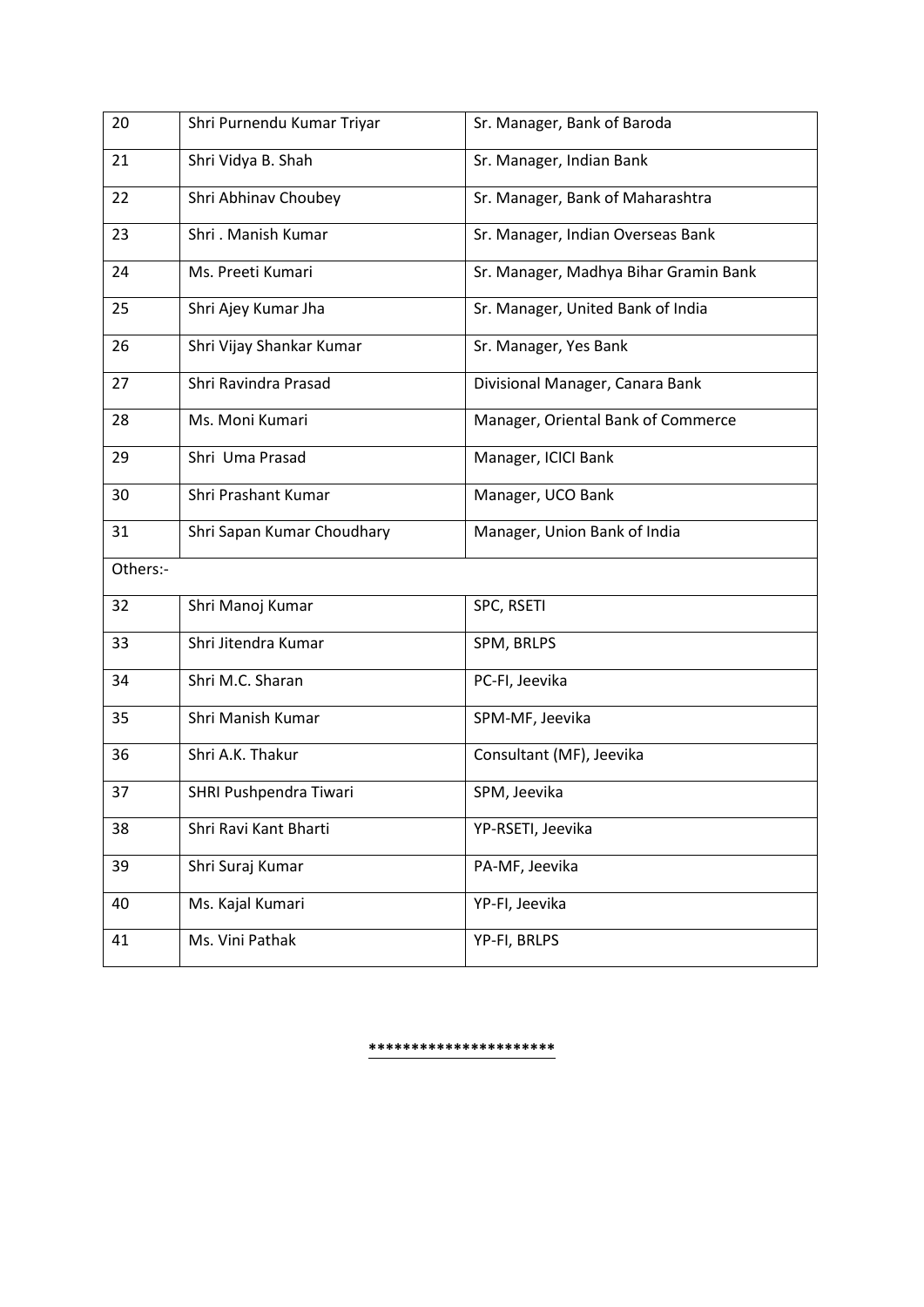| | | |
|---|---|---|
| 20 | Shri Purnendu Kumar Triyar | Sr. Manager, Bank of Baroda |
| 21 | Shri Vidya B. Shah | Sr. Manager, Indian Bank |
| 22 | Shri Abhinav Choubey | Sr. Manager, Bank of Maharashtra |
| 23 | Shri . Manish Kumar | Sr. Manager, Indian Overseas Bank |
| 24 | Ms. Preeti Kumari | Sr. Manager, Madhya Bihar Gramin Bank |
| 25 | Shri Ajey Kumar Jha | Sr. Manager, United Bank of India |
| 26 | Shri Vijay Shankar Kumar | Sr. Manager, Yes Bank |
| 27 | Shri Ravindra Prasad | Divisional Manager, Canara Bank |
| 28 | Ms. Moni Kumari | Manager, Oriental Bank of Commerce |
| 29 | Shri Uma Prasad | Manager, ICICI Bank |
| 30 | Shri Prashant Kumar | Manager, UCO Bank |
| 31 | Shri Sapan Kumar Choudhary | Manager, Union Bank of India |
| Others:- | | |
| 32 | Shri Manoj Kumar | SPC, RSETI |
| 33 | Shri Jitendra Kumar | SPM, BRLPS |
| 34 | Shri M.C. Sharan | PC-FI, Jeevika |
| 35 | Shri Manish Kumar | SPM-MF, Jeevika |
| 36 | Shri A.K. Thakur | Consultant (MF), Jeevika |
| 37 | SHRI Pushpendra Tiwari | SPM, Jeevika |
| 38 | Shri Ravi Kant Bharti | YP-RSETI, Jeevika |
| 39 | Shri Suraj Kumar | PA-MF, Jeevika |
| 40 | Ms. Kajal Kumari | YP-FI, Jeevika |
| 41 | Ms. Vini Pathak | YP-FI, BRLPS |

**********************